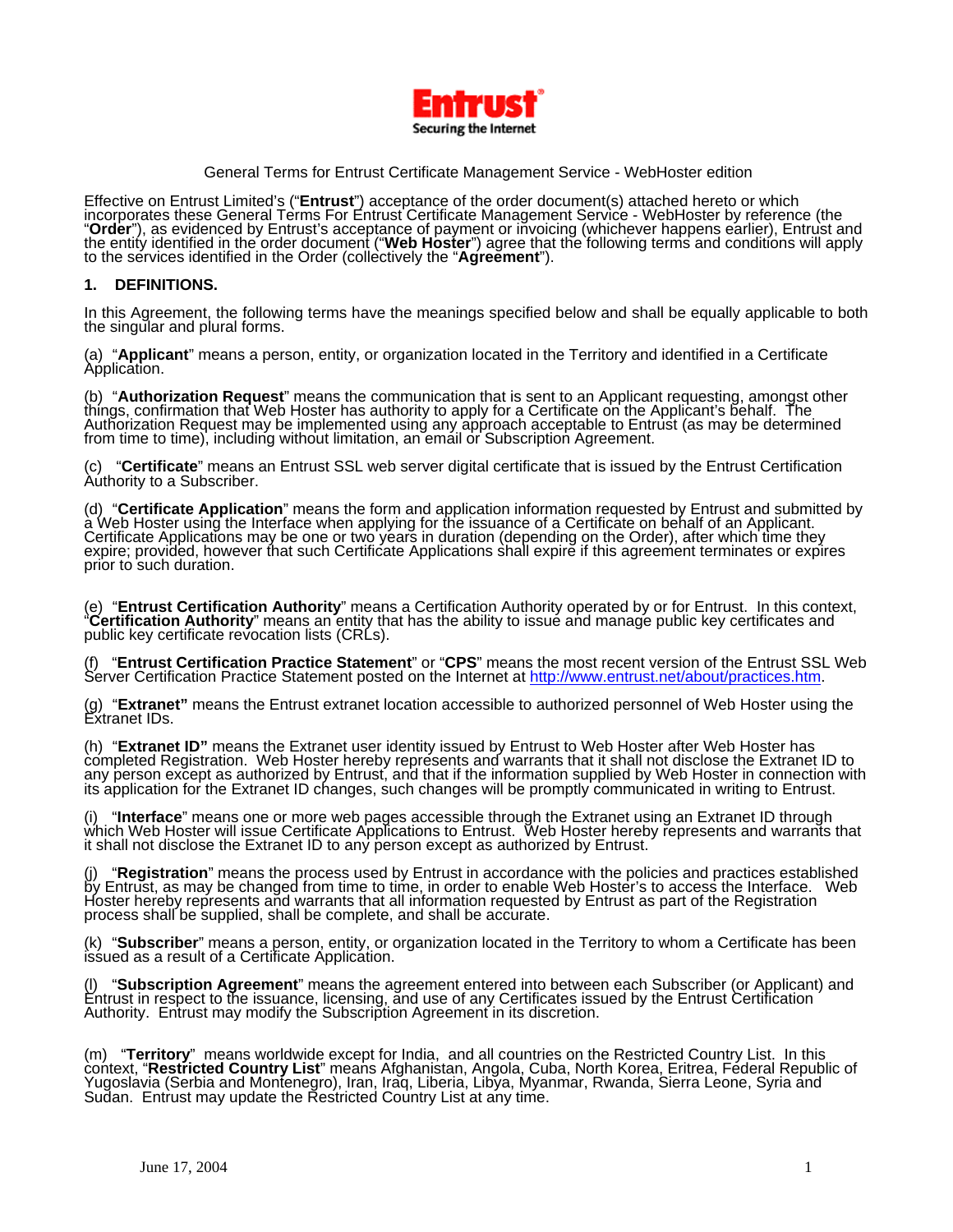General Terms for Entrust Certificate Management Service - WebHoster edition

Effective on Entrust Limited's ("**Entrust**") acceptance of the order document(s) attached hereto or which incorporates these General Terms For Entrust Certificate Management Service - WebHoster by reference (the "**Order**"), as evidenced by Entrust's acceptance of payment or invoicing (whichever happens earlier), Entrust and the entity identified in the order document ("**Web Hoster**") agree that the following terms and conditions will apply to the services identified in the Order (collectively the "**Agreement**").

## 1. DEFINITIONS.

In this Agreement, the following terms have the meanings specified below and shall be equally applicable to both the singular and plural forms.

(a) "**Applicant**" means a person, entity, or organization located in the Territory and identified in a Certificate Application.

(b) "**Authorization Request**" means the communication that is sent to an Applicant requesting, amongst other things, confirmation that Web Hoster has authority to apply for a Certificate on the Applicant's behalf. The Authorization Request may be implemented using any approach acceptable to Entrust (as may be determined from time to time), including without limitation, an email or Subscription Agreement.

(c) "**Certificate**" means an Entrust SSL web server digital certificate that is issued by the Entrust Certification Authority to a Subscriber.

(d) "**Certificate Application**" means the form and application information requested by Entrust and submitted by a Web Hoster using the Interface when applying for the issuance of a Certificate on behalf of an Applicant. Certificate Applications may be one or two years in duration (depending on the Order), after which time they expire; provided, however that such Certificate Applications shall expire if this agreement terminates or expires prior to such duration.

(e) "**Entrust Certification Authority**" means a Certification Authority operated by or for Entrust. In this context, "**Certification Authority**" means an entity that has the ability to issue and manage public key certificates and public key certificate revocation lists (CRLs).

(f) "**Entrust Certification Practice Statement**" or "**CPS**" means the most recent version of the Entrust SSL Web Server Certification Practice Statement posted on the Internet at http://www.entrust.net/about/practices.htm.

(g) "**Extranet"** means the Entrust extranet location accessible to authorized personnel of Web Hoster using the Extranet IDs.

(h) "**Extranet ID"** means the Extranet user identity issued by Entrust to Web Hoster after Web Hoster has completed Registration. Web Hoster hereby represents and warrants that it shall not disclose the Extranet ID to any person except as authorized by Entrust, and that if the information supplied by Web Hoster in connection with its application for the Extranet ID changes, such changes will be promptly communicated in writing to Entrust.

(i) "**Interface**" means one or more web pages accessible through the Extranet using an Extranet ID through which Web Hoster will issue Certificate Applications to Entrust. Web Hoster hereby represents and warrants that it shall not disclose the Extranet ID to any person except as authorized by Entrust.

(j) "**Registration**" means the process used by Entrust in accordance with the policies and practices established by Entrust, as may be changed from time to time, in order to enable Web Hoster's to access the Interface. Web Hoster hereby represents and warrants that all information requested by Entrust as part of the Registration process shall be supplied, shall be complete, and shall be accurate.

(k) "**Subscriber**" means a person, entity, or organization located in the Territory to whom a Certificate has been issued as a result of a Certificate Application.

(l) "**Subscription Agreement**" means the agreement entered into between each Subscriber (or Applicant) and Entrust in respect to the issuance, licensing, and use of any Certificates issued by the Entrust Certification Authority. Entrust may modify the Subscription Agreement in its discretion.

(m) "**Territory**" means worldwide except for India, and all countries on the Restricted Country List. In this context, "**Restricted Country List**" means Afghanistan, Angola, Cuba, North Korea, Eritrea, Federal Republic of Yugoslavia (Serbia and Montenegro), Iran, Iraq, Liberia, Libya, Myanmar, Rwanda, Sierra Leone, Syria and Sudan. Entrust may update the Restricted Country List at any time.

June 17, 2004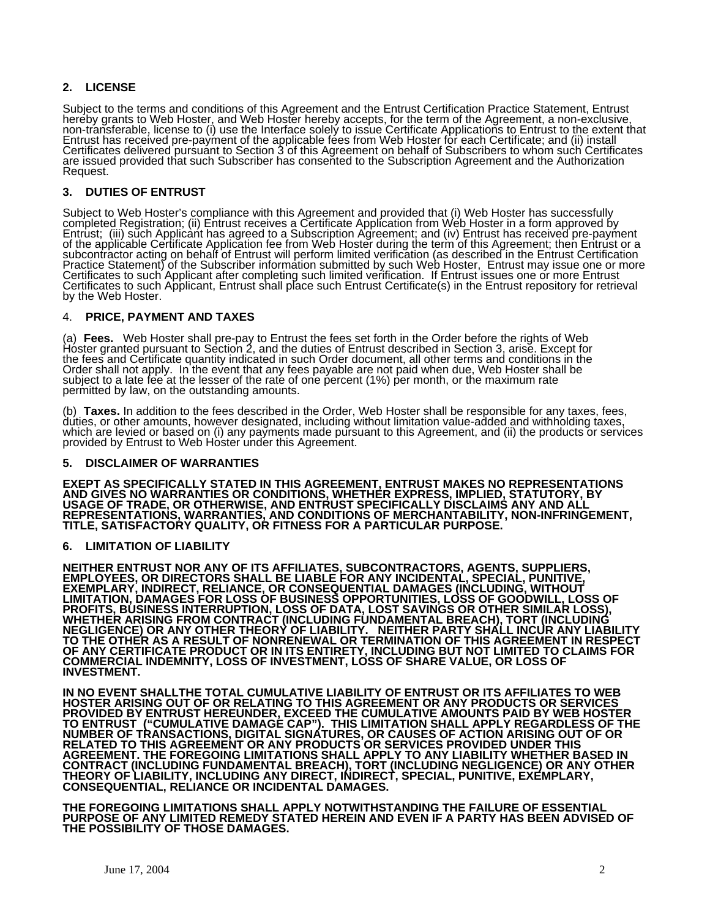## 2. LICENSE

Subject to the terms and conditions of this Agreement and the Entrust Certification Practice Statement, Entrust hereby grants to Web Hoster, and Web Hoster hereby accepts, for the term of the Agreement, a non-exclusive, non-transferable, license to (i) use the Interface solely to issue Certificate Applications to Entrust to the extent that Entrust has received pre-payment of the applicable fees from Web Hoster for each Certificate; and (ii) install Certificates delivered pursuant to Section 3 of this Agreement on behalf of Subscribers to whom such Certificates are issued provided that such Subscriber has consented to the Subscription Agreement and the Authorization Request.

## 3. DUTIES OF ENTRUST

Subject to Web Hoster's compliance with this Agreement and provided that (i) Web Hoster has successfully completed Registration; (ii) Entrust receives a Certificate Application from Web Hoster in a form approved by Entrust; (iii) such Applicant has agreed to a Subscription Agreement; and (iv) Entrust has received pre-payment of the applicable Certificate Application fee from Web Hoster during the term of this Agreement; then Entrust or a subcontractor acting on behalf of Entrust will perform limited verification (as described in the Entrust Certification Practice Statement) of the Subscriber information submitted by such Web Hoster, Entrust may issue one or more Certificates to such Applicant after completing such limited verification. If Entrust issues one or more Entrust Certificates to such Applicant, Entrust shall place such Entrust Certificate(s) in the Entrust repository for retrieval by the Web Hoster.

## 4. PRICE, PAYMENT AND TAXES

(a) **Fees.** Web Hoster shall pre-pay to Entrust the fees set forth in the Order before the rights of Web Hoster granted pursuant to Section 2, and the duties of Entrust described in Section 3, arise. Except for the fees and Certificate quantity indicated in such Order document, all other terms and conditions in the Order shall not apply. In the event that any fees payable are not paid when due, Web Hoster shall be subject to a late fee at the lesser of the rate of one percent (1%) per month, or the maximum rate permitted by law, on the outstanding amounts.

(b) **Taxes.** In addition to the fees described in the Order, Web Hoster shall be responsible for any taxes, fees, duties, or other amounts, however designated, including without limitation value-added and withholding taxes, which are levied or based on (i) any payments made pursuant to this Agreement, and (ii) the products or services provided by Entrust to Web Hoster under this Agreement.

## 5. DISCLAIMER OF WARRANTIES

**EXEPT AS SPECIFICALLY STATED IN THIS AGREEMENT, ENTRUST MAKES NO REPRESENTATIONS AND GIVES NO WARRANTIES OR CONDITIONS, WHETHER EXPRESS, IMPLIED, STATUTORY, BY USAGE OF TRADE, OR OTHERWISE, AND ENTRUST SPECIFICALLY DISCLAIMS ANY AND ALL REPRESENTATIONS, WARRANTIES, AND CONDITIONS OF MERCHANTABILITY, NON-INFRINGEMENT, TITLE, SATISFACTORY QUALITY, OR FITNESS FOR A PARTICULAR PURPOSE.**

## 6. LIMITATION OF LIABILITY

**NEITHER ENTRUST NOR ANY OF ITS AFFILIATES, SUBCONTRACTORS, AGENTS, SUPPLIERS, EMPLOYEES, OR DIRECTORS SHALL BE LIABLE FOR ANY INCIDENTAL, SPECIAL, PUNITIVE, EXEMPLARY, INDIRECT, RELIANCE, OR CONSEQUENTIAL DAMAGES (INCLUDING, WITHOUT LIMITATION, DAMAGES FOR LOSS OF BUSINESS OPPORTUNITIES, LOSS OF GOODWILL, LOSS OF PROFITS, BUSINESS INTERRUPTION, LOSS OF DATA, LOST SAVINGS OR OTHER SIMILAR LOSS), WHETHER ARISING FROM CONTRACT (INCLUDING FUNDAMENTAL BREACH), TORT (INCLUDING NEGLIGENCE) OR ANY OTHER THEORY OF LIABILITY. NEITHER PARTY SHALL INCUR ANY LIABILITY TO THE OTHER AS A RESULT OF NONRENEWAL OR TERMINATION OF THIS AGREEMENT IN RESPECT OF ANY CERTIFICATE PRODUCT OR IN ITS ENTIRETY, INCLUDING BUT NOT LIMITED TO CLAIMS FOR COMMERCIAL INDEMNITY, LOSS OF INVESTMENT, LOSS OF SHARE VALUE, OR LOSS OF INVESTMENT.**

**IN NO EVENT SHALLTHE TOTAL CUMULATIVE LIABILITY OF ENTRUST OR ITS AFFILIATES TO WEB HOSTER ARISING OUT OF OR RELATING TO THIS AGREEMENT OR ANY PRODUCTS OR SERVICES PROVIDED BY ENTRUST HEREUNDER, EXCEED THE CUMULATIVE AMOUNTS PAID BY WEB HOSTER TO ENTRUST ("CUMULATIVE DAMAGE CAP"). THIS LIMITATION SHALL APPLY REGARDLESS OF THE NUMBER OF TRANSACTIONS, DIGITAL SIGNATURES, OR CAUSES OF ACTION ARISING OUT OF OR RELATED TO THIS AGREEMENT OR ANY PRODUCTS OR SERVICES PROVIDED UNDER THIS AGREEMENT. THE FOREGOING LIMITATIONS SHALL APPLY TO ANY LIABILITY WHETHER BASED IN CONTRACT (INCLUDING FUNDAMENTAL BREACH), TORT (INCLUDING NEGLIGENCE) OR ANY OTHER THEORY OF LIABILITY, INCLUDING ANY DIRECT, INDIRECT, SPECIAL, PUNITIVE, EXEMPLARY, CONSEQUENTIAL, RELIANCE OR INCIDENTAL DAMAGES.**

**THE FOREGOING LIMITATIONS SHALL APPLY NOTWITHSTANDING THE FAILURE OF ESSENTIAL PURPOSE OF ANY LIMITED REMEDY STATED HEREIN AND EVEN IF A PARTY HAS BEEN ADVISED OF THE POSSIBILITY OF THOSE DAMAGES.**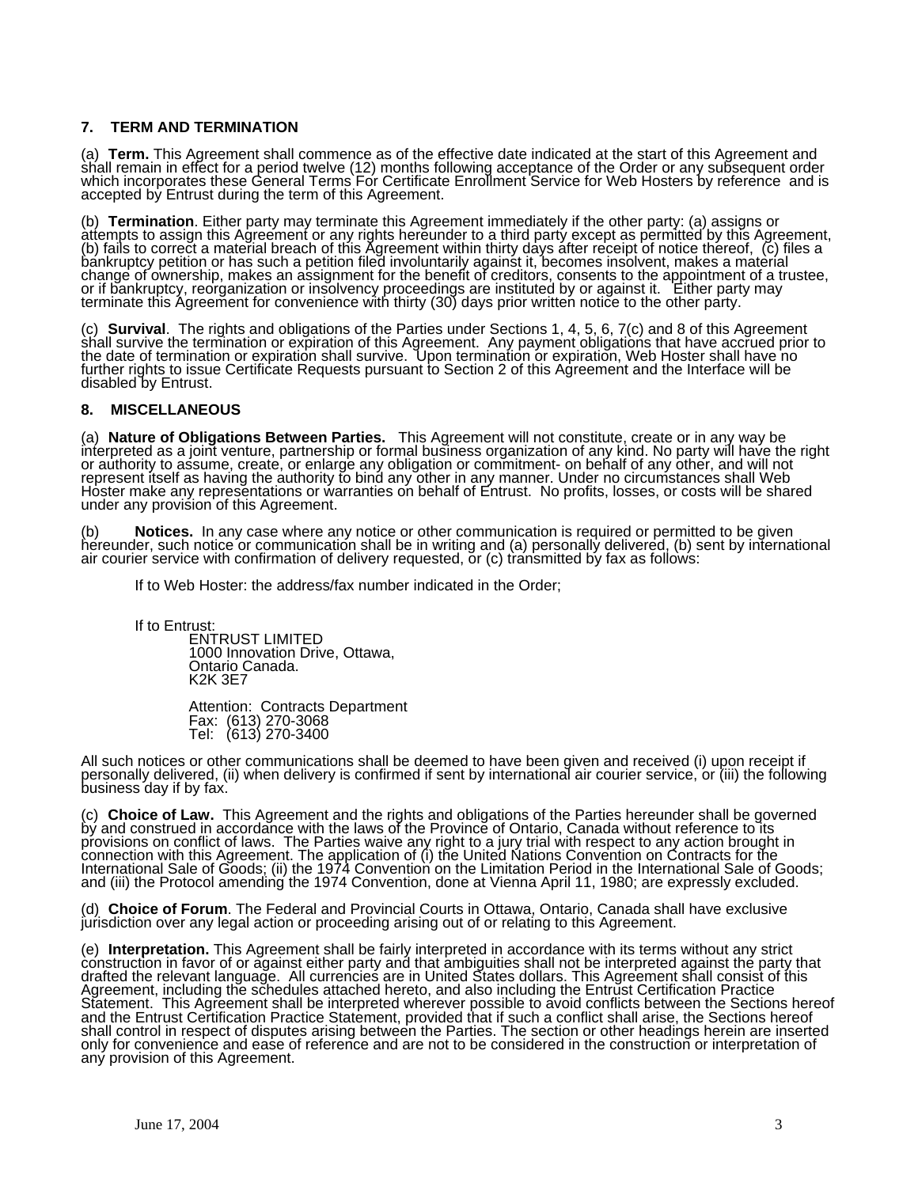## 7. TERM AND TERMINATION

(a) **Term.** This Agreement shall commence as of the effective date indicated at the start of this Agreement and shall remain in effect for a period twelve (12) months following acceptance of the Order or any subsequent order which incorporates these General Terms For Certificate Enrollment Service for Web Hosters by reference and is accepted by Entrust during the term of this Agreement.

(b) **Termination**. Either party may terminate this Agreement immediately if the other party: (a) assigns or attempts to assign this Agreement or any rights hereunder to a third party except as permitted by this Agreement, (b) fails to correct a material breach of this Agreement within thirty days after receipt of notice thereof, (c) files a bankruptcy petition or has such a petition filed involuntarily against it, becomes insolvent, makes a material change of ownership, makes an assignment for the benefit of creditors, consents to the appointment of a trustee, or if bankruptcy, reorganization or insolvency proceedings are instituted by or against it. Either party may terminate this Agreement for convenience with thirty (30) days prior written notice to the other party.

(c) **Survival**. The rights and obligations of the Parties under Sections 1, 4, 5, 6, 7(c) and 8 of this Agreement shall survive the termination or expiration of this Agreement. Any payment obligations that have accrued prior to the date of termination or expiration shall survive. Upon termination or expiration, Web Hoster shall have no further rights to issue Certificate Requests pursuant to Section 2 of this Agreement and the Interface will be disabled by Entrust.

## 8. MISCELLANEOUS

(a) **Nature of Obligations Between Parties.** This Agreement will not constitute, create or in any way be interpreted as a joint venture, partnership or formal business organization of any kind. No party will have the right or authority to assume, create, or enlarge any obligation or commitment- on behalf of any other, and will not represent itself as having the authority to bind any other in any manner. Under no circumstances shall Web Hoster make any representations or warranties on behalf of Entrust. No profits, losses, or costs will be shared under any provision of this Agreement.

(b) **Notices.** In any case where any notice or other communication is required or permitted to be given hereunder, such notice or communication shall be in writing and (a) personally delivered, (b) sent by international air courier service with confirmation of delivery requested, or (c) transmitted by fax as follows:

If to Web Hoster: the address/fax number indicated in the Order;

If to Entrust:
ENTRUST LIMITED
1000 Innovation Drive, Ottawa,
Ontario Canada.
K2K 3E7

Attention: Contracts Department
Fax: (613) 270-3068
Tel: (613) 270-3400

All such notices or other communications shall be deemed to have been given and received (i) upon receipt if personally delivered, (ii) when delivery is confirmed if sent by international air courier service, or (iii) the following business day if by fax.

(c) **Choice of Law.** This Agreement and the rights and obligations of the Parties hereunder shall be governed by and construed in accordance with the laws of the Province of Ontario, Canada without reference to its provisions on conflict of laws. The Parties waive any right to a jury trial with respect to any action brought in connection with this Agreement. The application of (i) the United Nations Convention on Contracts for the International Sale of Goods; (ii) the 1974 Convention on the Limitation Period in the International Sale of Goods; and (iii) the Protocol amending the 1974 Convention, done at Vienna April 11, 1980; are expressly excluded.

(d) **Choice of Forum**. The Federal and Provincial Courts in Ottawa, Ontario, Canada shall have exclusive jurisdiction over any legal action or proceeding arising out of or relating to this Agreement.

(e) **Interpretation.** This Agreement shall be fairly interpreted in accordance with its terms without any strict construction in favor of or against either party and that ambiguities shall not be interpreted against the party that drafted the relevant language. All currencies are in United States dollars. This Agreement shall consist of this Agreement, including the schedules attached hereto, and also including the Entrust Certification Practice Statement. This Agreement shall be interpreted wherever possible to avoid conflicts between the Sections hereof and the Entrust Certification Practice Statement, provided that if such a conflict shall arise, the Sections hereof shall control in respect of disputes arising between the Parties. The section or other headings herein are inserted only for convenience and ease of reference and are not to be considered in the construction or interpretation of any provision of this Agreement.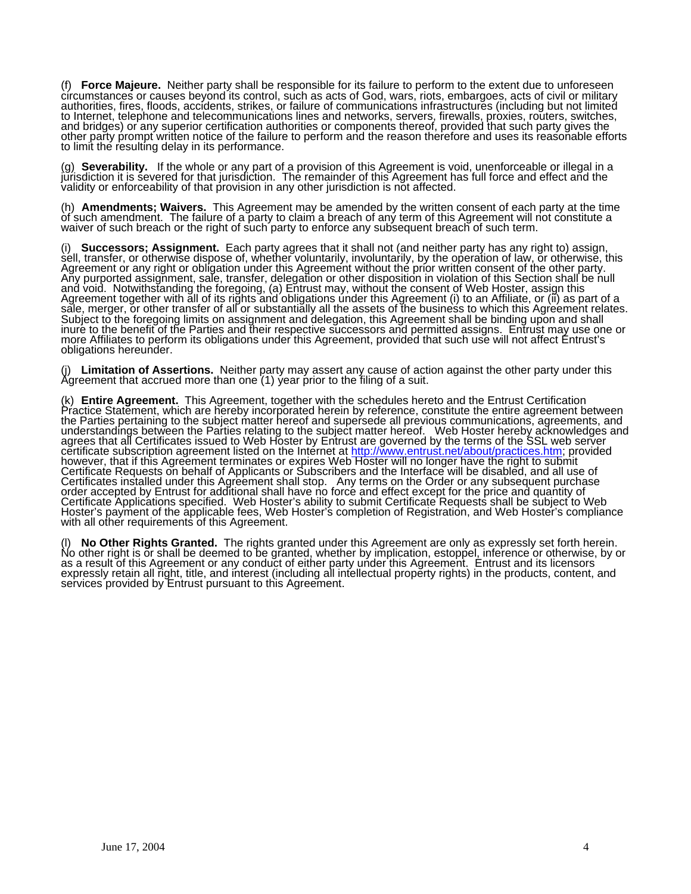(f) **Force Majeure.** Neither party shall be responsible for its failure to perform to the extent due to unforeseen circumstances or causes beyond its control, such as acts of God, wars, riots, embargoes, acts of civil or military authorities, fires, floods, accidents, strikes, or failure of communications infrastructures (including but not limited to Internet, telephone and telecommunications lines and networks, servers, firewalls, proxies, routers, switches, and bridges) or any superior certification authorities or components thereof, provided that such party gives the other party prompt written notice of the failure to perform and the reason therefore and uses its reasonable efforts to limit the resulting delay in its performance.

(g) **Severability.** If the whole or any part of a provision of this Agreement is void, unenforceable or illegal in a jurisdiction it is severed for that jurisdiction. The remainder of this Agreement has full force and effect and the validity or enforceability of that provision in any other jurisdiction is not affected.

(h) **Amendments; Waivers.** This Agreement may be amended by the written consent of each party at the time of such amendment. The failure of a party to claim a breach of any term of this Agreement will not constitute a waiver of such breach or the right of such party to enforce any subsequent breach of such term.

(i) **Successors; Assignment.** Each party agrees that it shall not (and neither party has any right to) assign, sell, transfer, or otherwise dispose of, whether voluntarily, involuntarily, by the operation of law, or otherwise, this Agreement or any right or obligation under this Agreement without the prior written consent of the other party. Any purported assignment, sale, transfer, delegation or other disposition in violation of this Section shall be null and void. Notwithstanding the foregoing, (a) Entrust may, without the consent of Web Hoster, assign this Agreement together with all of its rights and obligations under this Agreement (i) to an Affiliate, or (ii) as part of a sale, merger, or other transfer of all or substantially all the assets of the business to which this Agreement relates. Subject to the foregoing limits on assignment and delegation, this Agreement shall be binding upon and shall inure to the benefit of the Parties and their respective successors and permitted assigns. Entrust may use one or more Affiliates to perform its obligations under this Agreement, provided that such use will not affect Entrust's obligations hereunder.

(j) **Limitation of Assertions.** Neither party may assert any cause of action against the other party under this Agreement that accrued more than one (1) year prior to the filing of a suit.

(k) **Entire Agreement.** This Agreement, together with the schedules hereto and the Entrust Certification Practice Statement, which are hereby incorporated herein by reference, constitute the entire agreement between the Parties pertaining to the subject matter hereof and supersede all previous communications, agreements, and understandings between the Parties relating to the subject matter hereof. Web Hoster hereby acknowledges and agrees that all Certificates issued to Web Hoster by Entrust are governed by the terms of the SSL web server certificate subscription agreement listed on the Internet at http://www.entrust.net/about/practices.htm; provided however, that if this Agreement terminates or expires Web Hoster will no longer have the right to submit Certificate Requests on behalf of Applicants or Subscribers and the Interface will be disabled, and all use of Certificates installed under this Agreement shall stop. Any terms on the Order or any subsequent purchase order accepted by Entrust for additional shall have no force and effect except for the price and quantity of Certificate Applications specified. Web Hoster's ability to submit Certificate Requests shall be subject to Web Hoster's payment of the applicable fees, Web Hoster's completion of Registration, and Web Hoster's compliance with all other requirements of this Agreement.

(l) **No Other Rights Granted.** The rights granted under this Agreement are only as expressly set forth herein. No other right is or shall be deemed to be granted, whether by implication, estoppel, inference or otherwise, by or as a result of this Agreement or any conduct of either party under this Agreement. Entrust and its licensors expressly retain all right, title, and interest (including all intellectual property rights) in the products, content, and services provided by Entrust pursuant to this Agreement.

June 17, 2004